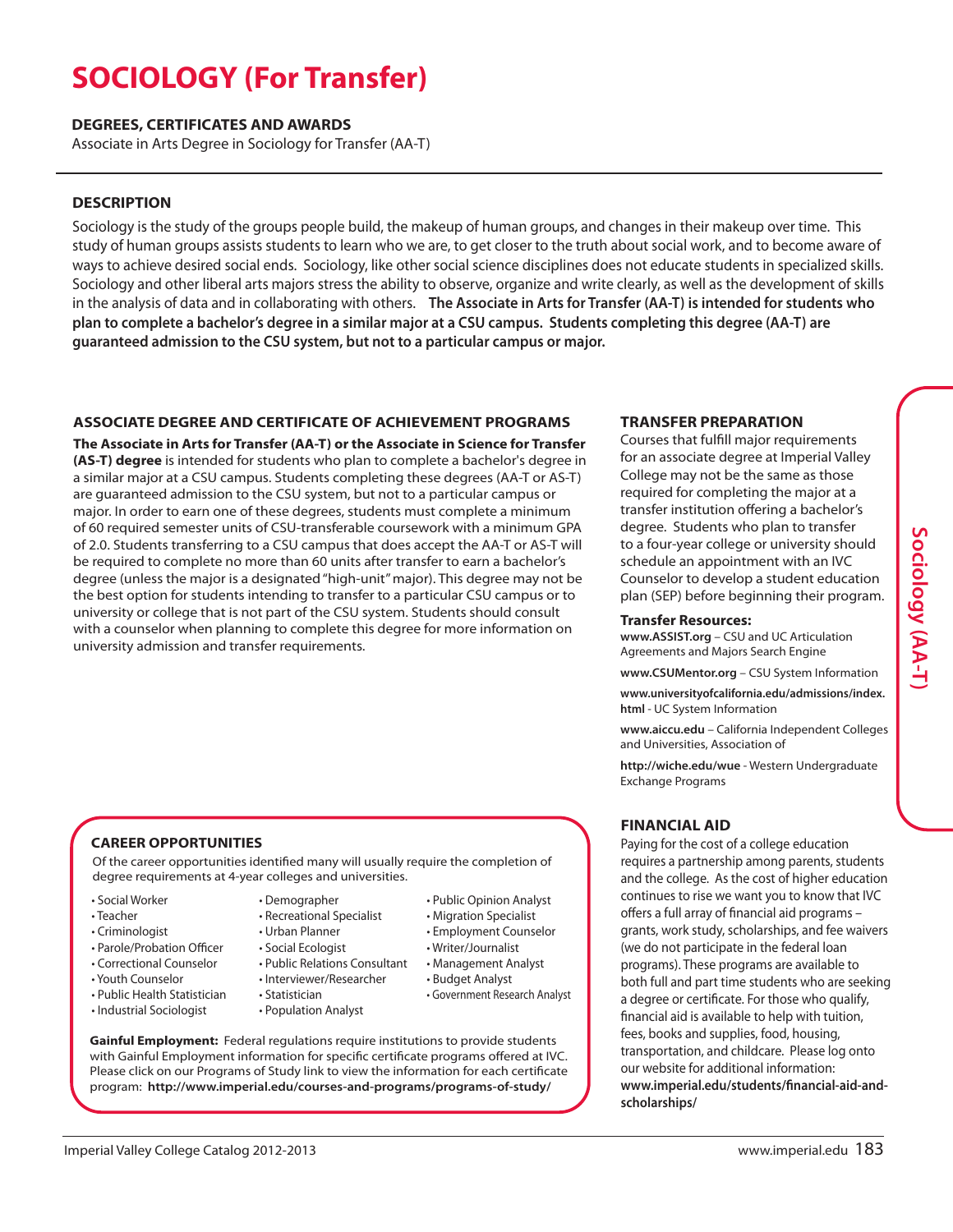# SOCIOLOGY (For Transfer)

### DEGREES, CERTIFICATES AND AWARDS

Associate in Arts Degree in Sociology for Transfer (AA-T)

### DESCRIPTION

Sociology is the study of the groups people build, the makeup of human groups, and changes in their makeup over time. This study of human groups assists students to learn who we are, to get closer to the truth about social work, and to become aware of ways to achieve desired social ends. Sociology, like other social science disciplines does not educate students in specialized skills. Sociology and other liberal arts majors stress the ability to observe, organize and write clearly, as well as the development of skills in the analysis of data and in collaborating with others. **The Associate in Arts for Transfer (AA-T) is intended for students who plan to complete a bachelor's degree in a similar major at a CSU campus. Students completing this degree (AA-T) are guaranteed admission to the CSU system, but not to a particular campus or major.**

### ASSOCIATE DEGREE AND CERTIFICATE OF ACHIEVEMENT PROGRAMS

**The Associate in Arts for Transfer (AA-T) or the Associate in Science for Transfer (AS-T) degree** is intended for students who plan to complete a bachelor's degree in a similar major at a CSU campus. Students completing these degrees (AA-T or AS-T) are guaranteed admission to the CSU system, but not to a particular campus or major. In order to earn one of these degrees, students must complete a minimum of 60 required semester units of CSU-transferable coursework with a minimum GPA of 2.0. Students transferring to a CSU campus that does accept the AA-T or AS-T will be required to complete no more than 60 units after transfer to earn a bachelor's degree (unless the major is a designated "high-unit" major). This degree may not be the best option for students intending to transfer to a particular CSU campus or to university or college that is not part of the CSU system. Students should consult with a counselor when planning to complete this degree for more information on university admission and transfer requirements.

### CAREER OPPORTUNITIES

Of the career opportunities identified many will usually require the completion of degree requirements at 4-year colleges and universities.

- Social Worker
- Teacher
- Criminologist
- Parole/Probation Officer
- Correctional Counselor
- Youth Counselor
- Public Health Statistician
- Industrial Sociologist
- Demographer
- Recreational Specialist
- Urban Planner
- Social Ecologist
- Public Relations Consultant
- Interviewer/Researcher
- Statistician
- Population Analyst
- Public Opinion Analyst
- Migration Specialist
- Employment Counselor
- Writer/Journalist
- Management Analyst
- Budget Analyst
- Government Research Analyst

**Gainful Employment:** Federal regulations require institutions to provide students with Gainful Employment information for specific certificate programs offered at IVC. Please click on our Programs of Study link to view the information for each certificate program: **http://www.imperial.edu/courses-and-programs/programs-of-study/**

### TRANSFER PREPARATION

Courses that fulfill major requirements for an associate degree at Imperial Valley College may not be the same as those required for completing the major at a transfer institution offering a bachelor's degree. Students who plan to transfer to a four-year college or university should schedule an appointment with an IVC Counselor to develop a student education plan (SEP) before beginning their program.

#### Transfer Resources:

**www.ASSIST.org** – CSU and UC Articulation Agreements and Majors Search Engine

**www.CSUMentor.org** – CSU System Information

**www.universityofcalifornia.edu/admissions/index.html** - UC System Information

**www.aiccu.edu** – California Independent Colleges and Universities, Association of

**http://wiche.edu/wue** - Western Undergraduate Exchange Programs

### FINANCIAL AID

Paying for the cost of a college education requires a partnership among parents, students and the college. As the cost of higher education continues to rise we want you to know that IVC offers a full array of financial aid programs – grants, work study, scholarships, and fee waivers (we do not participate in the federal loan programs). These programs are available to both full and part time students who are seeking a degree or certificate. For those who qualify, financial aid is available to help with tuition, fees, books and supplies, food, housing, transportation, and childcare. Please log onto our website for additional information: **www.imperial.edu/students/financial-aid-and-scholarships/**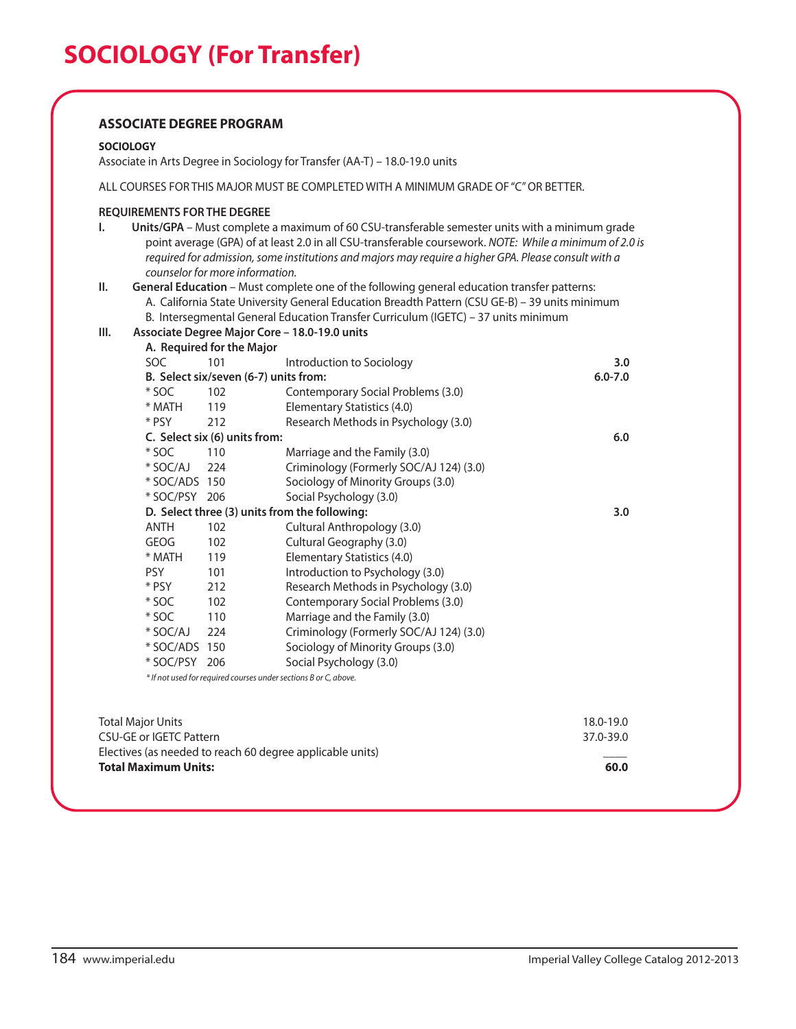# SOCIOLOGY (For Transfer)

## ASSOCIATE DEGREE PROGRAM

**SOCIOLOGY**

Associate in Arts Degree in Sociology for Transfer (AA-T) – 18.0-19.0 units

ALL COURSES FOR THIS MAJOR MUST BE COMPLETED WITH A MINIMUM GRADE OF "C" OR BETTER.

**REQUIREMENTS FOR THE DEGREE**

I. **Units/GPA** – Must complete a maximum of 60 CSU-transferable semester units with a minimum grade point average (GPA) of at least 2.0 in all CSU-transferable coursework. *NOTE: While a minimum of 2.0 is required for admission, some institutions and majors may require a higher GPA. Please consult with a counselor for more information.*

II. **General Education** – Must complete one of the following general education transfer patterns:
   A. California State University General Education Breadth Pattern (CSU GE-B) – 39 units minimum
   B. Intersegmental General Education Transfer Curriculum (IGETC) – 37 units minimum

III. **Associate Degree Major Core – 18.0-19.0 units**

| | | | |
|---|---|---|---|
| **A. Required for the Major** | | | |
| SOC | 101 | Introduction to Sociology | **3.0** |
| **B. Select six/seven (6-7) units from:** | | | **6.0-7.0** |
| * SOC | 102 | Contemporary Social Problems (3.0) | |
| * MATH | 119 | Elementary Statistics (4.0) | |
| * PSY | 212 | Research Methods in Psychology (3.0) | |
| **C. Select six (6) units from:** | | | **6.0** |
| * SOC | 110 | Marriage and the Family (3.0) | |
| * SOC/AJ | 224 | Criminology (Formerly SOC/AJ 124) (3.0) | |
| * SOC/ADS | 150 | Sociology of Minority Groups (3.0) | |
| * SOC/PSY | 206 | Social Psychology (3.0) | |
| **D. Select three (3) units from the following:** | | | **3.0** |
| ANTH | 102 | Cultural Anthropology (3.0) | |
| GEOG | 102 | Cultural Geography (3.0) | |
| * MATH | 119 | Elementary Statistics (4.0) | |
| PSY | 101 | Introduction to Psychology (3.0) | |
| * PSY | 212 | Research Methods in Psychology (3.0) | |
| * SOC | 102 | Contemporary Social Problems (3.0) | |
| * SOC | 110 | Marriage and the Family (3.0) | |
| * SOC/AJ | 224 | Criminology (Formerly SOC/AJ 124) (3.0) | |
| * SOC/ADS | 150 | Sociology of Minority Groups (3.0) | |
| * SOC/PSY | 206 | Social Psychology (3.0) | |

*\* If not used for required courses under sections B or C, above.*

| | |
|---|---|
| Total Major Units | 18.0-19.0 |
| CSU-GE or IGETC Pattern | 37.0-39.0 |
| Electives (as needed to reach 60 degree applicable units) | ____ |
| **Total Maximum Units:** | **60.0** |